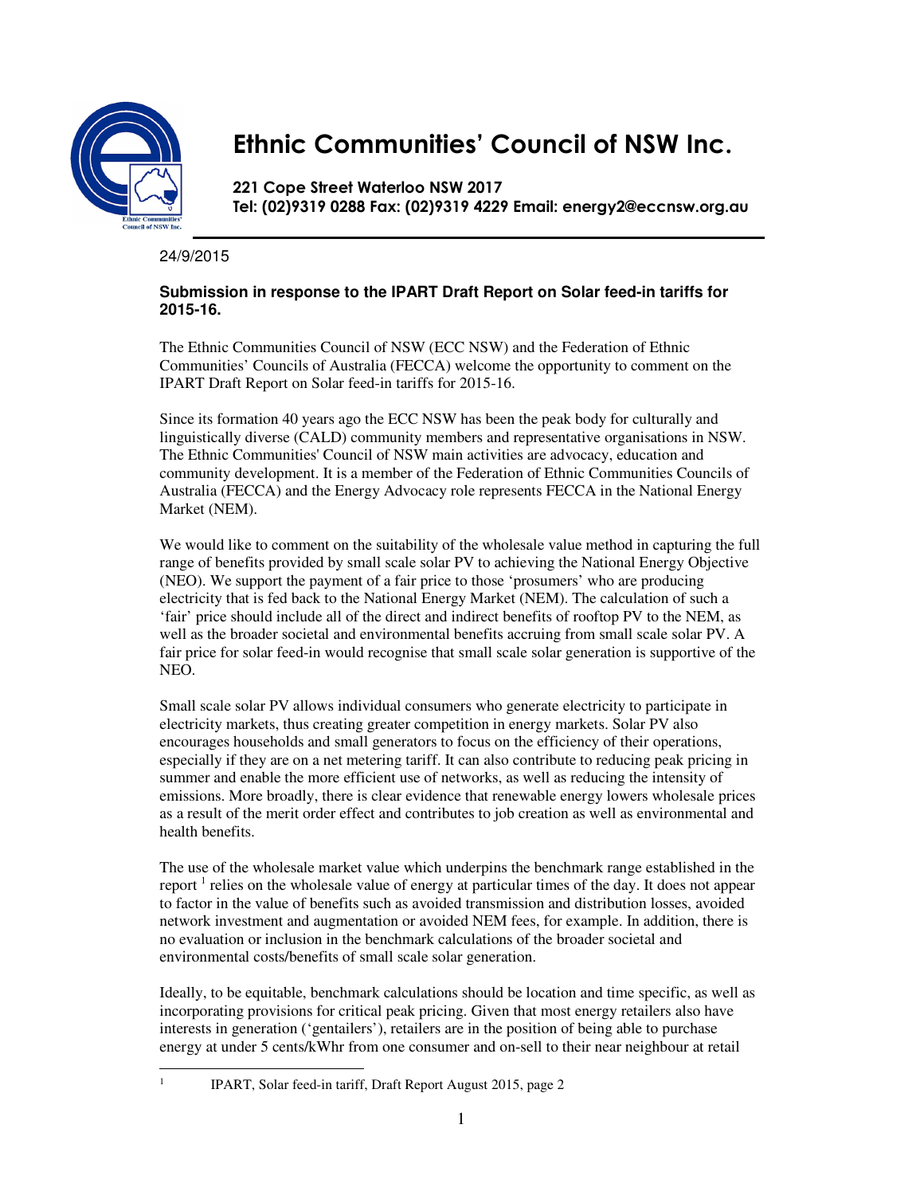# Ethnic Communities' Council of NSW Inc.

**221 Cope Street Waterloo NSW 2017**
**Tel: (02)9319 0288 Fax: (02)9319 4229 Email: energy2@eccnsw.org.au**

24/9/2015

**Submission in response to the IPART Draft Report on Solar feed-in tariffs for 2015-16.**

The Ethnic Communities Council of NSW (ECC NSW) and the Federation of Ethnic Communities' Councils of Australia (FECCA) welcome the opportunity to comment on the IPART Draft Report on Solar feed-in tariffs for 2015-16.

Since its formation 40 years ago the ECC NSW has been the peak body for culturally and linguistically diverse (CALD) community members and representative organisations in NSW. The Ethnic Communities' Council of NSW main activities are advocacy, education and community development. It is a member of the Federation of Ethnic Communities Councils of Australia (FECCA) and the Energy Advocacy role represents FECCA in the National Energy Market (NEM).

We would like to comment on the suitability of the wholesale value method in capturing the full range of benefits provided by small scale solar PV to achieving the National Energy Objective (NEO). We support the payment of a fair price to those 'prosumers' who are producing electricity that is fed back to the National Energy Market (NEM). The calculation of such a 'fair' price should include all of the direct and indirect benefits of rooftop PV to the NEM, as well as the broader societal and environmental benefits accruing from small scale solar PV. A fair price for solar feed-in would recognise that small scale solar generation is supportive of the NEO.

Small scale solar PV allows individual consumers who generate electricity to participate in electricity markets, thus creating greater competition in energy markets. Solar PV also encourages households and small generators to focus on the efficiency of their operations, especially if they are on a net metering tariff. It can also contribute to reducing peak pricing in summer and enable the more efficient use of networks, as well as reducing the intensity of emissions. More broadly, there is clear evidence that renewable energy lowers wholesale prices as a result of the merit order effect and contributes to job creation as well as environmental and health benefits.

The use of the wholesale market value which underpins the benchmark range established in the report [1] relies on the wholesale value of energy at particular times of the day. It does not appear to factor in the value of benefits such as avoided transmission and distribution losses, avoided network investment and augmentation or avoided NEM fees, for example. In addition, there is no evaluation or inclusion in the benchmark calculations of the broader societal and environmental costs/benefits of small scale solar generation.

Ideally, to be equitable, benchmark calculations should be location and time specific, as well as incorporating provisions for critical peak pricing. Given that most energy retailers also have interests in generation ('gentailers'), retailers are in the position of being able to purchase energy at under 5 cents/kWhr from one consumer and on-sell to their near neighbour at retail

[1] IPART, Solar feed-in tariff, Draft Report August 2015, page 2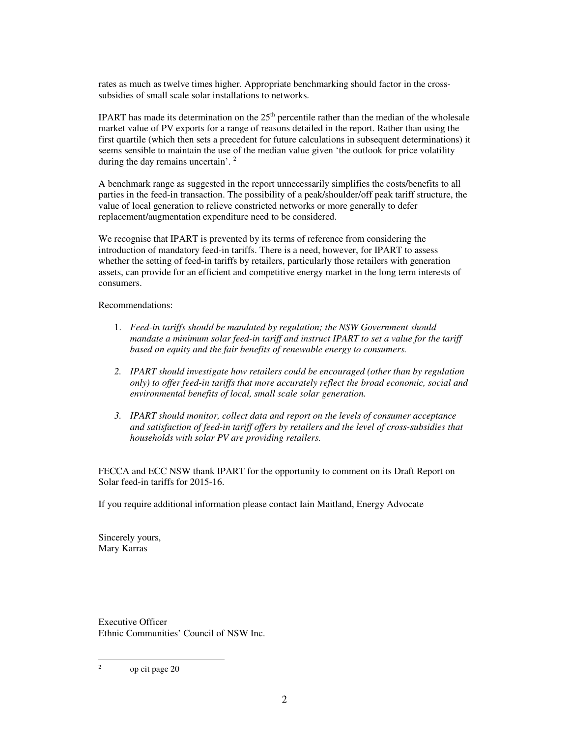rates as much as twelve times higher. Appropriate benchmarking should factor in the cross-subsidies of small scale solar installations to networks.

IPART has made its determination on the 25th percentile rather than the median of the wholesale market value of PV exports for a range of reasons detailed in the report. Rather than using the first quartile (which then sets a precedent for future calculations in subsequent determinations) it seems sensible to maintain the use of the median value given 'the outlook for price volatility during the day remains uncertain'. [2]

A benchmark range as suggested in the report unnecessarily simplifies the costs/benefits to all parties in the feed-in transaction. The possibility of a peak/shoulder/off peak tariff structure, the value of local generation to relieve constricted networks or more generally to defer replacement/augmentation expenditure need to be considered.

We recognise that IPART is prevented by its terms of reference from considering the introduction of mandatory feed-in tariffs. There is a need, however, for IPART to assess whether the setting of feed-in tariffs by retailers, particularly those retailers with generation assets, can provide for an efficient and competitive energy market in the long term interests of consumers.

Recommendations:

1. *Feed-in tariffs should be mandated by regulation; the NSW Government should mandate a minimum solar feed-in tariff and instruct IPART to set a value for the tariff based on equity and the fair benefits of renewable energy to consumers.*

2. *IPART should investigate how retailers could be encouraged (other than by regulation only) to offer feed-in tariffs that more accurately reflect the broad economic, social and environmental benefits of local, small scale solar generation.*

3. *IPART should monitor, collect data and report on the levels of consumer acceptance and satisfaction of feed-in tariff offers by retailers and the level of cross-subsidies that households with solar PV are providing retailers.*

FECCA and ECC NSW thank IPART for the opportunity to comment on its Draft Report on Solar feed-in tariffs for 2015-16.

If you require additional information please contact Iain Maitland, Energy Advocate

Sincerely yours,
Mary Karras

Executive Officer
Ethnic Communities' Council of NSW Inc.

---

[2] op cit page 20